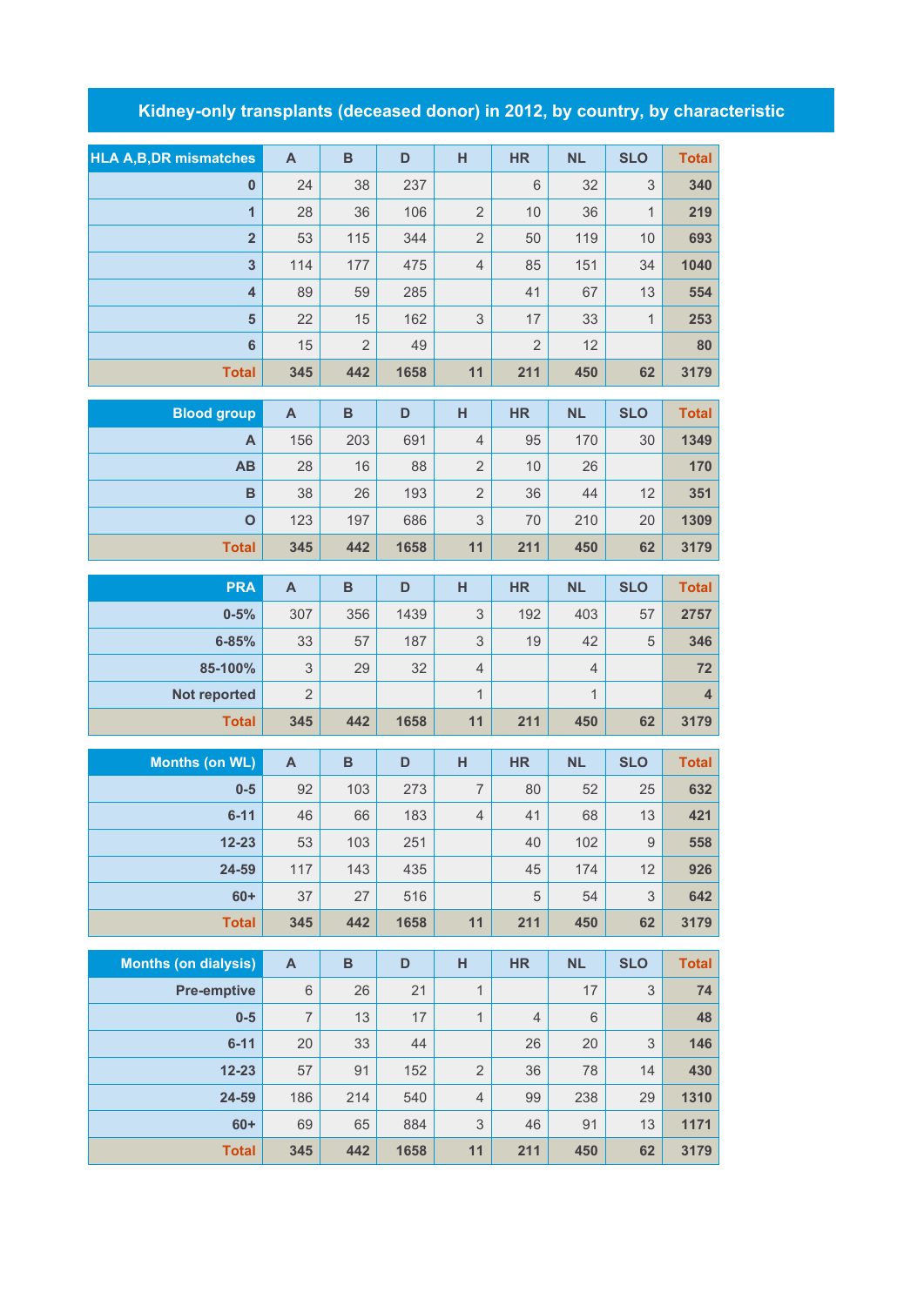# Kidney-only transplants (deceased donor) in 2012, by country, by characteristic

| HLA A,B,DR mismatches | A | B | D | H | HR | NL | SLO | Total |
|---|---|---|---|---|---|---|---|---|
| 0 | 24 | 38 | 237 | | 6 | 32 | 3 | 340 |
| 1 | 28 | 36 | 106 | 2 | 10 | 36 | 1 | 219 |
| 2 | 53 | 115 | 344 | 2 | 50 | 119 | 10 | 693 |
| 3 | 114 | 177 | 475 | 4 | 85 | 151 | 34 | 1040 |
| 4 | 89 | 59 | 285 | | 41 | 67 | 13 | 554 |
| 5 | 22 | 15 | 162 | 3 | 17 | 33 | 1 | 253 |
| 6 | 15 | 2 | 49 | | 2 | 12 | | 80 |
| Total | 345 | 442 | 1658 | 11 | 211 | 450 | 62 | 3179 |

| Blood group | A | B | D | H | HR | NL | SLO | Total |
|---|---|---|---|---|---|---|---|---|
| A | 156 | 203 | 691 | 4 | 95 | 170 | 30 | 1349 |
| AB | 28 | 16 | 88 | 2 | 10 | 26 | | 170 |
| B | 38 | 26 | 193 | 2 | 36 | 44 | 12 | 351 |
| O | 123 | 197 | 686 | 3 | 70 | 210 | 20 | 1309 |
| Total | 345 | 442 | 1658 | 11 | 211 | 450 | 62 | 3179 |

| PRA | A | B | D | H | HR | NL | SLO | Total |
|---|---|---|---|---|---|---|---|---|
| 0-5% | 307 | 356 | 1439 | 3 | 192 | 403 | 57 | 2757 |
| 6-85% | 33 | 57 | 187 | 3 | 19 | 42 | 5 | 346 |
| 85-100% | 3 | 29 | 32 | 4 | | 4 | | 72 |
| Not reported | 2 | | | 1 | | 1 | | 4 |
| Total | 345 | 442 | 1658 | 11 | 211 | 450 | 62 | 3179 |

| Months (on WL) | A | B | D | H | HR | NL | SLO | Total |
|---|---|---|---|---|---|---|---|---|
| 0-5 | 92 | 103 | 273 | 7 | 80 | 52 | 25 | 632 |
| 6-11 | 46 | 66 | 183 | 4 | 41 | 68 | 13 | 421 |
| 12-23 | 53 | 103 | 251 | | 40 | 102 | 9 | 558 |
| 24-59 | 117 | 143 | 435 | | 45 | 174 | 12 | 926 |
| 60+ | 37 | 27 | 516 | | 5 | 54 | 3 | 642 |
| Total | 345 | 442 | 1658 | 11 | 211 | 450 | 62 | 3179 |

| Months (on dialysis) | A | B | D | H | HR | NL | SLO | Total |
|---|---|---|---|---|---|---|---|---|
| Pre-emptive | 6 | 26 | 21 | 1 | | 17 | 3 | 74 |
| 0-5 | 7 | 13 | 17 | 1 | 4 | 6 | | 48 |
| 6-11 | 20 | 33 | 44 | | 26 | 20 | 3 | 146 |
| 12-23 | 57 | 91 | 152 | 2 | 36 | 78 | 14 | 430 |
| 24-59 | 186 | 214 | 540 | 4 | 99 | 238 | 29 | 1310 |
| 60+ | 69 | 65 | 884 | 3 | 46 | 91 | 13 | 1171 |
| Total | 345 | 442 | 1658 | 11 | 211 | 450 | 62 | 3179 |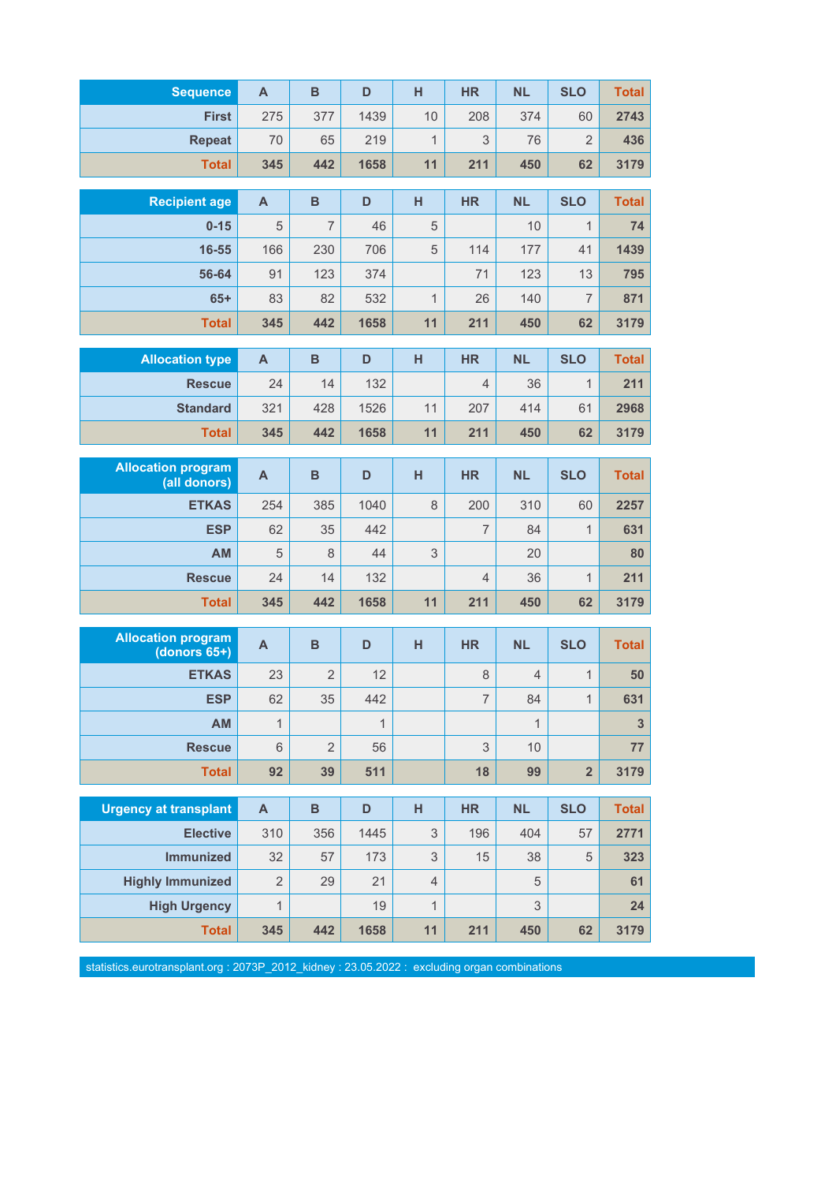| Sequence | A | B | D | H | HR | NL | SLO | Total |
|---|---|---|---|---|---|---|---|---|
| First | 275 | 377 | 1439 | 10 | 208 | 374 | 60 | 2743 |
| Repeat | 70 | 65 | 219 | 1 | 3 | 76 | 2 | 436 |
| Total | 345 | 442 | 1658 | 11 | 211 | 450 | 62 | 3179 |

| Recipient age | A | B | D | H | HR | NL | SLO | Total |
|---|---|---|---|---|---|---|---|---|
| 0-15 | 5 | 7 | 46 | 5 | | 10 | 1 | 74 |
| 16-55 | 166 | 230 | 706 | 5 | 114 | 177 | 41 | 1439 |
| 56-64 | 91 | 123 | 374 | | 71 | 123 | 13 | 795 |
| 65+ | 83 | 82 | 532 | 1 | 26 | 140 | 7 | 871 |
| Total | 345 | 442 | 1658 | 11 | 211 | 450 | 62 | 3179 |

| Allocation type | A | B | D | H | HR | NL | SLO | Total |
|---|---|---|---|---|---|---|---|---|
| Rescue | 24 | 14 | 132 | | 4 | 36 | 1 | 211 |
| Standard | 321 | 428 | 1526 | 11 | 207 | 414 | 61 | 2968 |
| Total | 345 | 442 | 1658 | 11 | 211 | 450 | 62 | 3179 |

| Allocation program (all donors) | A | B | D | H | HR | NL | SLO | Total |
|---|---|---|---|---|---|---|---|---|
| ETKAS | 254 | 385 | 1040 | 8 | 200 | 310 | 60 | 2257 |
| ESP | 62 | 35 | 442 | | 7 | 84 | 1 | 631 |
| AM | 5 | 8 | 44 | 3 | | 20 | | 80 |
| Rescue | 24 | 14 | 132 | | 4 | 36 | 1 | 211 |
| Total | 345 | 442 | 1658 | 11 | 211 | 450 | 62 | 3179 |

| Allocation program (donors 65+) | A | B | D | H | HR | NL | SLO | Total |
|---|---|---|---|---|---|---|---|---|
| ETKAS | 23 | 2 | 12 | | 8 | 4 | 1 | 50 |
| ESP | 62 | 35 | 442 | | 7 | 84 | 1 | 631 |
| AM | 1 | | 1 | | | 1 | | 3 |
| Rescue | 6 | 2 | 56 | | 3 | 10 | | 77 |
| Total | 92 | 39 | 511 | | 18 | 99 | 2 | 3179 |

| Urgency at transplant | A | B | D | H | HR | NL | SLO | Total |
|---|---|---|---|---|---|---|---|---|
| Elective | 310 | 356 | 1445 | 3 | 196 | 404 | 57 | 2771 |
| Immunized | 32 | 57 | 173 | 3 | 15 | 38 | 5 | 323 |
| Highly Immunized | 2 | 29 | 21 | 4 | | 5 | | 61 |
| High Urgency | 1 | | 19 | 1 | | 3 | | 24 |
| Total | 345 | 442 | 1658 | 11 | 211 | 450 | 62 | 3179 |

statistics.eurotransplant.org : 2073P_2012_kidney : 23.05.2022 : excluding organ combinations